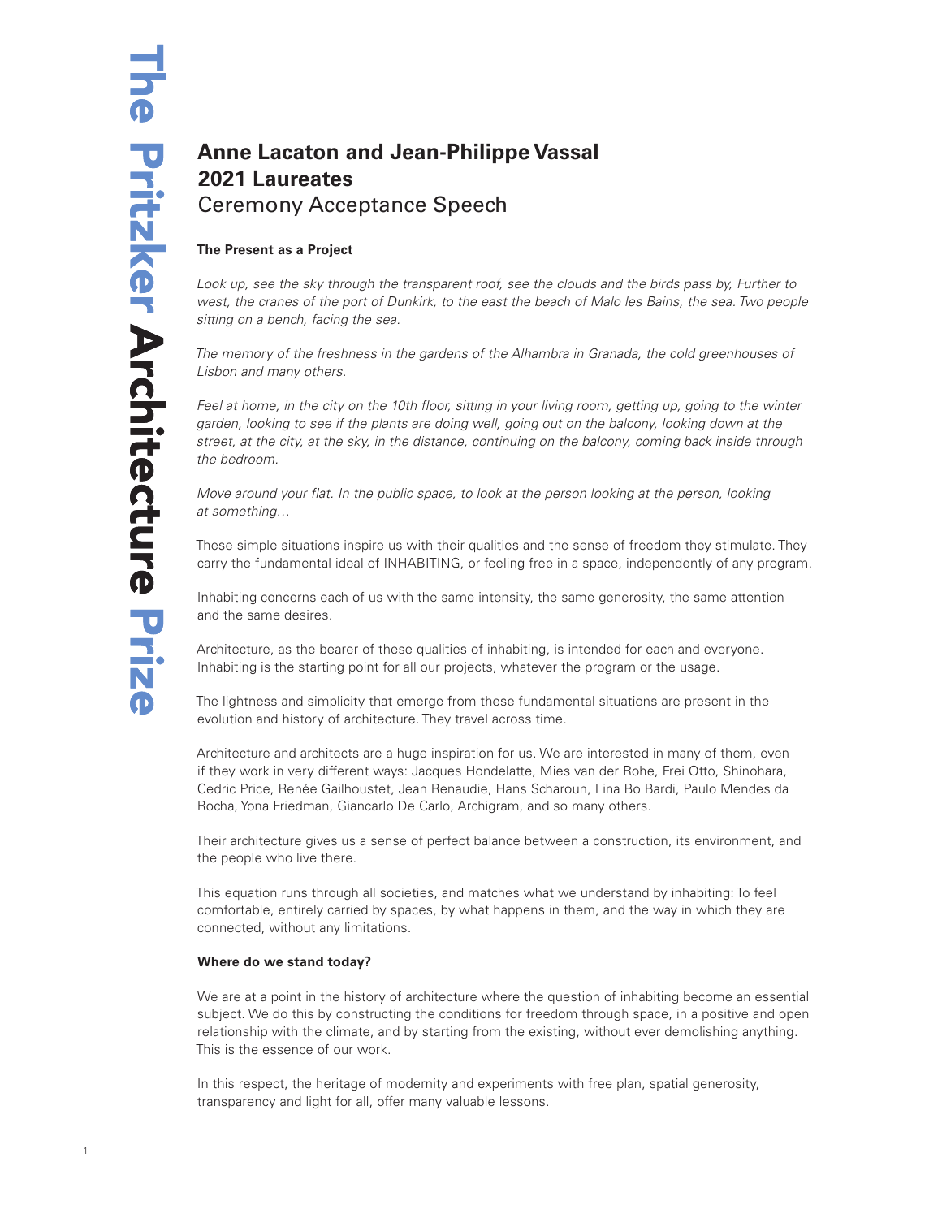# Anne Lacaton and Jean-Philippe Vassal
# 2021 Laureates
## Ceremony Acceptance Speech

**The Present as a Project**

*Look up, see the sky through the transparent roof, see the clouds and the birds pass by, Further to west, the cranes of the port of Dunkirk, to the east the beach of Malo les Bains, the sea. Two people sitting on a bench, facing the sea.*

*The memory of the freshness in the gardens of the Alhambra in Granada, the cold greenhouses of Lisbon and many others.*

*Feel at home, in the city on the 10th floor, sitting in your living room, getting up, going to the winter garden, looking to see if the plants are doing well, going out on the balcony, looking down at the street, at the city, at the sky, in the distance, continuing on the balcony, coming back inside through the bedroom.*

*Move around your flat. In the public space, to look at the person looking at the person, looking at something…*

These simple situations inspire us with their qualities and the sense of freedom they stimulate. They carry the fundamental ideal of INHABITING, or feeling free in a space, independently of any program.

Inhabiting concerns each of us with the same intensity, the same generosity, the same attention and the same desires.

Architecture, as the bearer of these qualities of inhabiting, is intended for each and everyone. Inhabiting is the starting point for all our projects, whatever the program or the usage.

The lightness and simplicity that emerge from these fundamental situations are present in the evolution and history of architecture. They travel across time.

Architecture and architects are a huge inspiration for us. We are interested in many of them, even if they work in very different ways: Jacques Hondelatte, Mies van der Rohe, Frei Otto, Shinohara, Cedric Price, Renée Gailhoustet, Jean Renaudie, Hans Scharoun, Lina Bo Bardi, Paulo Mendes da Rocha, Yona Friedman, Giancarlo De Carlo, Archigram, and so many others.

Their architecture gives us a sense of perfect balance between a construction, its environment, and the people who live there.

This equation runs through all societies, and matches what we understand by inhabiting: To feel comfortable, entirely carried by spaces, by what happens in them, and the way in which they are connected, without any limitations.

**Where do we stand today?**

We are at a point in the history of architecture where the question of inhabiting become an essential subject. We do this by constructing the conditions for freedom through space, in a positive and open relationship with the climate, and by starting from the existing, without ever demolishing anything. This is the essence of our work.

In this respect, the heritage of modernity and experiments with free plan, spatial generosity, transparency and light for all, offer many valuable lessons.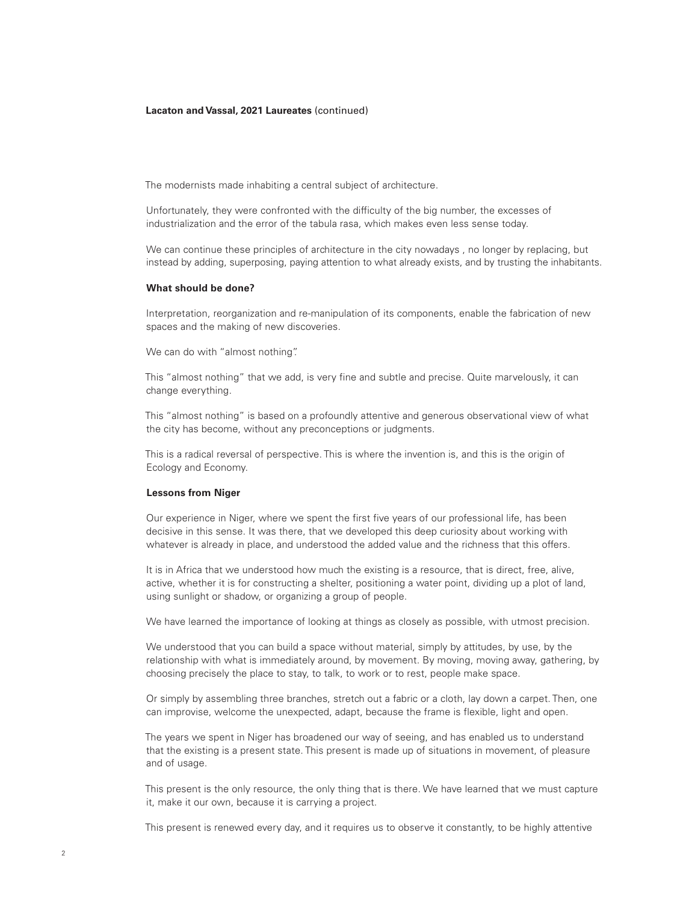**Lacaton and Vassal, 2021 Laureates** (continued)

The modernists made inhabiting a central subject of architecture.

Unfortunately, they were confronted with the difficulty of the big number, the excesses of industrialization and the error of the tabula rasa, which makes even less sense today.

We can continue these principles of architecture in the city nowadays , no longer by replacing, but instead by adding, superposing, paying attention to what already exists, and by trusting the inhabitants.

**What should be done?**

Interpretation, reorganization and re-manipulation of its components, enable the fabrication of new spaces and the making of new discoveries.

We can do with "almost nothing".

This "almost nothing" that we add, is very fine and subtle and precise. Quite marvelously, it can change everything.

This "almost nothing" is based on a profoundly attentive and generous observational view of what the city has become, without any preconceptions or judgments.

This is a radical reversal of perspective. This is where the invention is, and this is the origin of Ecology and Economy.

**Lessons from Niger**

Our experience in Niger, where we spent the first five years of our professional life, has been decisive in this sense. It was there, that we developed this deep curiosity about working with whatever is already in place, and understood the added value and the richness that this offers.

It is in Africa that we understood how much the existing is a resource, that is direct, free, alive, active, whether it is for constructing a shelter, positioning a water point, dividing up a plot of land, using sunlight or shadow, or organizing a group of people.

We have learned the importance of looking at things as closely as possible, with utmost precision.

We understood that you can build a space without material, simply by attitudes, by use, by the relationship with what is immediately around, by movement. By moving, moving away, gathering, by choosing precisely the place to stay, to talk, to work or to rest, people make space.

Or simply by assembling three branches, stretch out a fabric or a cloth, lay down a carpet. Then, one can improvise, welcome the unexpected, adapt, because the frame is flexible, light and open.

The years we spent in Niger has broadened our way of seeing, and has enabled us to understand that the existing is a present state. This present is made up of situations in movement, of pleasure and of usage.

This present is the only resource, the only thing that is there. We have learned that we must capture it, make it our own, because it is carrying a project.

This present is renewed every day, and it requires us to observe it constantly, to be highly attentive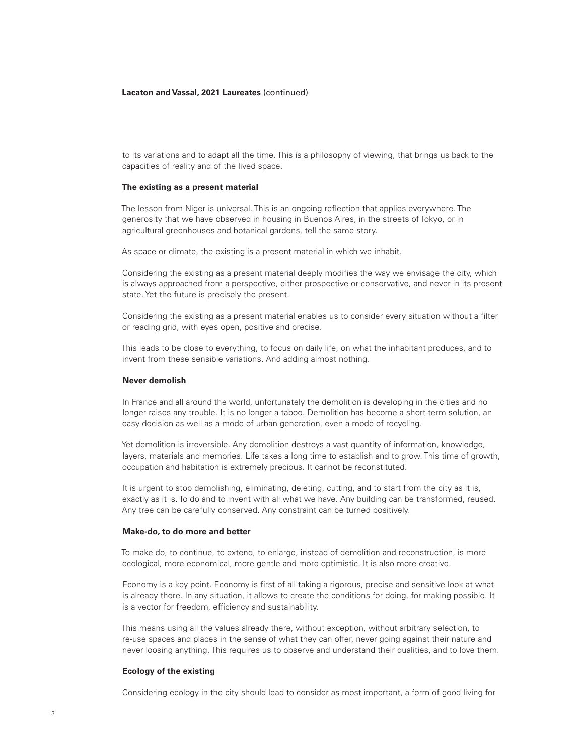to its variations and to adapt all the time. This is a philosophy of viewing, that brings us back to the capacities of reality and of the lived space.

**The existing as a present material**

The lesson from Niger is universal. This is an ongoing reflection that applies everywhere. The generosity that we have observed in housing in Buenos Aires, in the streets of Tokyo, or in agricultural greenhouses and botanical gardens, tell the same story.

As space or climate, the existing is a present material in which we inhabit.

Considering the existing as a present material deeply modifies the way we envisage the city, which is always approached from a perspective, either prospective or conservative, and never in its present state. Yet the future is precisely the present.

Considering the existing as a present material enables us to consider every situation without a filter or reading grid, with eyes open, positive and precise.

This leads to be close to everything, to focus on daily life, on what the inhabitant produces, and to invent from these sensible variations. And adding almost nothing.

**Never demolish**

In France and all around the world, unfortunately the demolition is developing in the cities and no longer raises any trouble. It is no longer a taboo. Demolition has become a short-term solution, an easy decision as well as a mode of urban generation, even a mode of recycling.

Yet demolition is irreversible. Any demolition destroys a vast quantity of information, knowledge, layers, materials and memories. Life takes a long time to establish and to grow. This time of growth, occupation and habitation is extremely precious. It cannot be reconstituted.

It is urgent to stop demolishing, eliminating, deleting, cutting, and to start from the city as it is, exactly as it is. To do and to invent with all what we have. Any building can be transformed, reused. Any tree can be carefully conserved. Any constraint can be turned positively.

**Make-do, to do more and better**

To make do, to continue, to extend, to enlarge, instead of demolition and reconstruction, is more ecological, more economical, more gentle and more optimistic. It is also more creative.

Economy is a key point. Economy is first of all taking a rigorous, precise and sensitive look at what is already there. In any situation, it allows to create the conditions for doing, for making possible. It is a vector for freedom, efficiency and sustainability.

This means using all the values already there, without exception, without arbitrary selection, to re-use spaces and places in the sense of what they can offer, never going against their nature and never loosing anything. This requires us to observe and understand their qualities, and to love them.

**Ecology of the existing**

Considering ecology in the city should lead to consider as most important, a form of good living for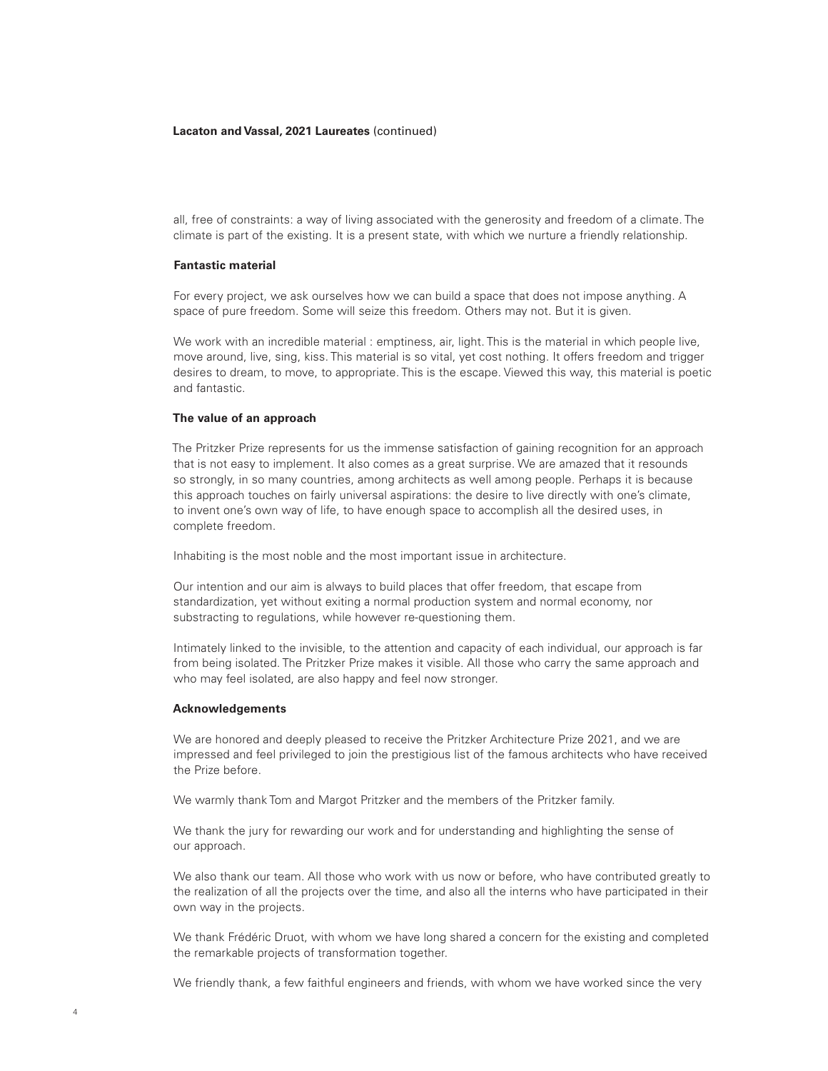all, free of constraints: a way of living associated with the generosity and freedom of a climate. The climate is part of the existing. It is a present state, with which we nurture a friendly relationship.

### Fantastic material

For every project, we ask ourselves how we can build a space that does not impose anything. A space of pure freedom. Some will seize this freedom. Others may not. But it is given.

We work with an incredible material : emptiness, air, light. This is the material in which people live, move around, live, sing, kiss. This material is so vital, yet cost nothing. It offers freedom and trigger desires to dream, to move, to appropriate. This is the escape. Viewed this way, this material is poetic and fantastic.

### The value of an approach

The Pritzker Prize represents for us the immense satisfaction of gaining recognition for an approach that is not easy to implement. It also comes as a great surprise. We are amazed that it resounds so strongly, in so many countries, among architects as well among people. Perhaps it is because this approach touches on fairly universal aspirations: the desire to live directly with one's climate, to invent one's own way of life, to have enough space to accomplish all the desired uses, in complete freedom.

Inhabiting is the most noble and the most important issue in architecture.

Our intention and our aim is always to build places that offer freedom, that escape from standardization, yet without exiting a normal production system and normal economy, nor substracting to regulations, while however re-questioning them.

Intimately linked to the invisible, to the attention and capacity of each individual, our approach is far from being isolated. The Pritzker Prize makes it visible. All those who carry the same approach and who may feel isolated, are also happy and feel now stronger.

### Acknowledgements

We are honored and deeply pleased to receive the Pritzker Architecture Prize 2021, and we are impressed and feel privileged to join the prestigious list of the famous architects who have received the Prize before.

We warmly thank Tom and Margot Pritzker and the members of the Pritzker family.

We thank the jury for rewarding our work and for understanding and highlighting the sense of our approach.

We also thank our team. All those who work with us now or before, who have contributed greatly to the realization of all the projects over the time, and also all the interns who have participated in their own way in the projects.

We thank Frédéric Druot, with whom we have long shared a concern for the existing and completed the remarkable projects of transformation together.

We friendly thank, a few faithful engineers and friends, with whom we have worked since the very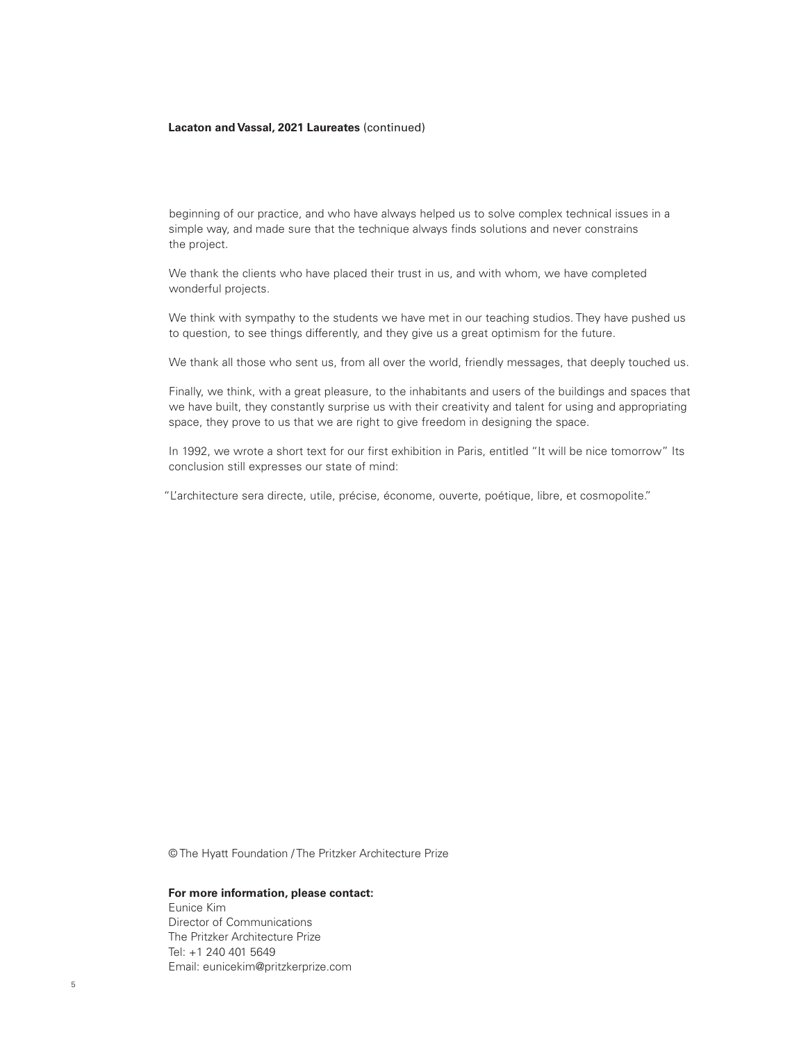beginning of our practice, and who have always helped us to solve complex technical issues in a simple way, and made sure that the technique always finds solutions and never constrains the project.

We thank the clients who have placed their trust in us, and with whom, we have completed wonderful projects.

We think with sympathy to the students we have met in our teaching studios. They have pushed us to question, to see things differently, and they give us a great optimism for the future.

We thank all those who sent us, from all over the world, friendly messages, that deeply touched us.

Finally, we think, with a great pleasure, to the inhabitants and users of the buildings and spaces that we have built, they constantly surprise us with their creativity and talent for using and appropriating space, they prove to us that we are right to give freedom in designing the space.

In 1992, we wrote a short text for our first exhibition in Paris, entitled "It will be nice tomorrow" Its conclusion still expresses our state of mind:

"L'architecture sera directe, utile, précise, économe, ouverte, poétique, libre, et cosmopolite."

© The Hyatt Foundation / The Pritzker Architecture Prize

**For more information, please contact:**
Eunice Kim
Director of Communications
The Pritzker Architecture Prize
Tel: +1 240 401 5649
Email: eunicekim@pritzkerprize.com